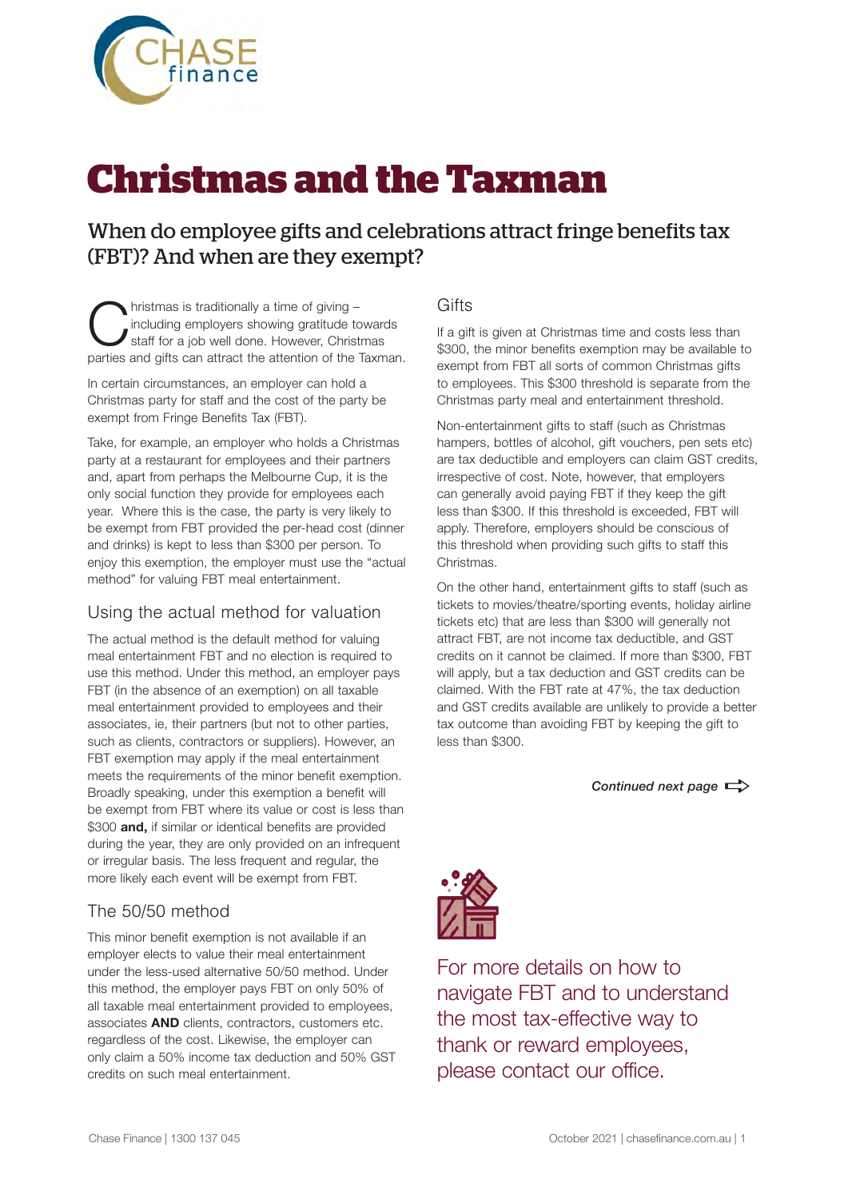# Christmas and the Taxman

## When do employee gifts and celebrations attract fringe benefits tax (FBT)? And when are they exempt?

Christmas is traditionally a time of giving – including employers showing gratitude towards staff for a job well done. However, Christmas parties and gifts can attract the attention of the Taxman.

In certain circumstances, an employer can hold a Christmas party for staff and the cost of the party be exempt from Fringe Benefits Tax (FBT).

Take, for example, an employer who holds a Christmas party at a restaurant for employees and their partners and, apart from perhaps the Melbourne Cup, it is the only social function they provide for employees each year. Where this is the case, the party is very likely to be exempt from FBT provided the per-head cost (dinner and drinks) is kept to less than $300 per person. To enjoy this exemption, the employer must use the "actual method" for valuing FBT meal entertainment.

### Using the actual method for valuation

The actual method is the default method for valuing meal entertainment FBT and no election is required to use this method. Under this method, an employer pays FBT (in the absence of an exemption) on all taxable meal entertainment provided to employees and their associates, ie, their partners (but not to other parties, such as clients, contractors or suppliers). However, an FBT exemption may apply if the meal entertainment meets the requirements of the minor benefit exemption. Broadly speaking, under this exemption a benefit will be exempt from FBT where its value or cost is less than $300 **and,** if similar or identical benefits are provided during the year, they are only provided on an infrequent or irregular basis. The less frequent and regular, the more likely each event will be exempt from FBT.

### The 50/50 method

This minor benefit exemption is not available if an employer elects to value their meal entertainment under the less-used alternative 50/50 method. Under this method, the employer pays FBT on only 50% of all taxable meal entertainment provided to employees, associates **AND** clients, contractors, customers etc. regardless of the cost. Likewise, the employer can only claim a 50% income tax deduction and 50% GST credits on such meal entertainment.

### Gifts

If a gift is given at Christmas time and costs less than $300, the minor benefits exemption may be available to exempt from FBT all sorts of common Christmas gifts to employees. This $300 threshold is separate from the Christmas party meal and entertainment threshold.

Non-entertainment gifts to staff (such as Christmas hampers, bottles of alcohol, gift vouchers, pen sets etc) are tax deductible and employers can claim GST credits, irrespective of cost. Note, however, that employers can generally avoid paying FBT if they keep the gift less than $300. If this threshold is exceeded, FBT will apply. Therefore, employers should be conscious of this threshold when providing such gifts to staff this Christmas.

On the other hand, entertainment gifts to staff (such as tickets to movies/theatre/sporting events, holiday airline tickets etc) that are less than $300 will generally not attract FBT, are not income tax deductible, and GST credits on it cannot be claimed. If more than $300, FBT will apply, but a tax deduction and GST credits can be claimed. With the FBT rate at 47%, the tax deduction and GST credits available are unlikely to provide a better tax outcome than avoiding FBT by keeping the gift to less than $300.

*Continued next page*

For more details on how to navigate FBT and to understand the most tax-effective way to thank or reward employees, please contact our office.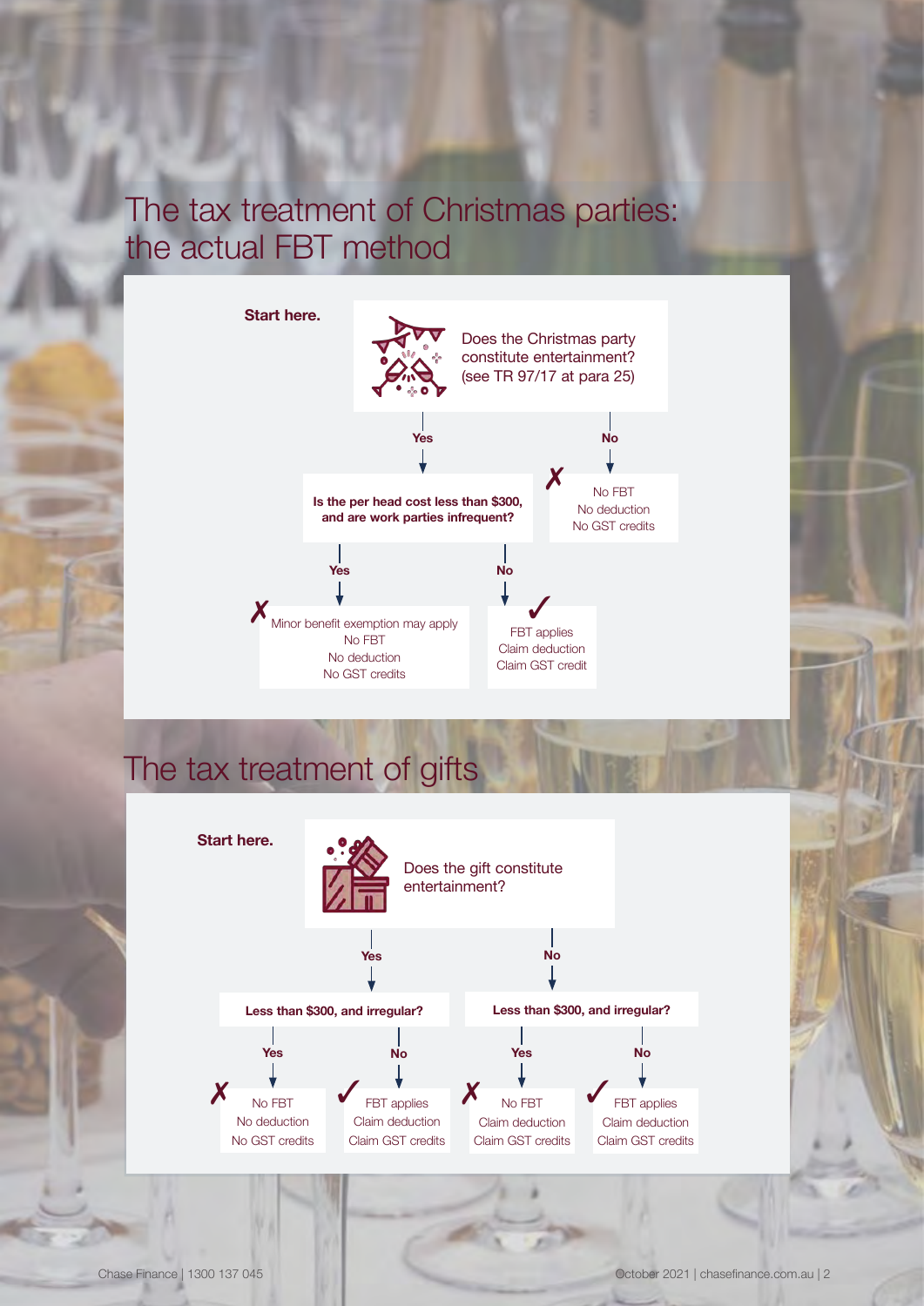# The tax treatment of Christmas parties: the actual FBT method

**Start here.**

Does the Christmas party constitute entertainment? (see TR 97/17 at para 25)

**Yes**

**Is the per head cost less than $300, and are work parties infrequent?**

**Yes**

✗ Minor benefit exemption may apply
No FBT
No deduction
No GST credits

**No**

✓ FBT applies
Claim deduction
Claim GST credit

**No**

✗ No FBT
No deduction
No GST credits

# The tax treatment of gifts

**Start here.**

Does the gift constitute entertainment?

**Yes**

**Less than $300, and irregular?**

**Yes**

✗ No FBT
No deduction
No GST credits

**No**

✓ FBT applies
Claim deduction
Claim GST credits

**No**

**Less than $300, and irregular?**

**Yes**

✗ No FBT
Claim deduction
Claim GST credits

**No**

✓ FBT applies
Claim deduction
Claim GST credits